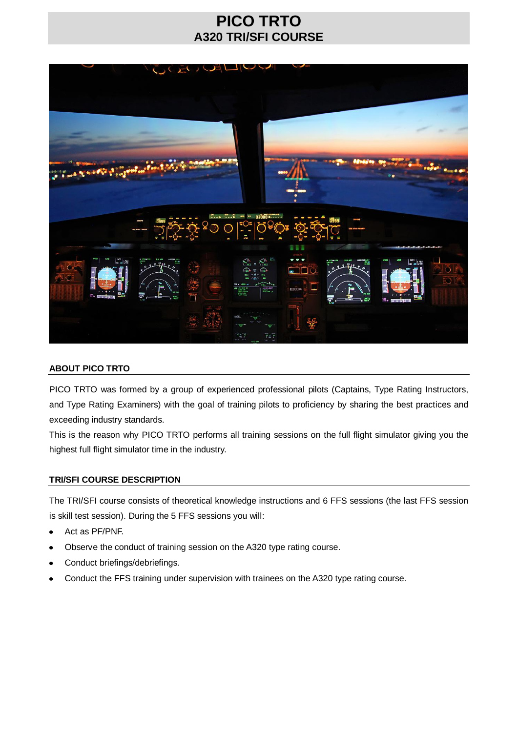# PICO TRTO
## A320 TRI/SFI COURSE

### ABOUT PICO TRTO

PICO TRTO was formed by a group of experienced professional pilots (Captains, Type Rating Instructors, and Type Rating Examiners) with the goal of training pilots to proficiency by sharing the best practices and exceeding industry standards.

This is the reason why PICO TRTO performs all training sessions on the full flight simulator giving you the highest full flight simulator time in the industry.

### TRI/SFI COURSE DESCRIPTION

The TRI/SFI course consists of theoretical knowledge instructions and 6 FFS sessions (the last FFS session is skill test session). During the 5 FFS sessions you will:

- Act as PF/PNF.
- Observe the conduct of training session on the A320 type rating course.
- Conduct briefings/debriefings.
- Conduct the FFS training under supervision with trainees on the A320 type rating course.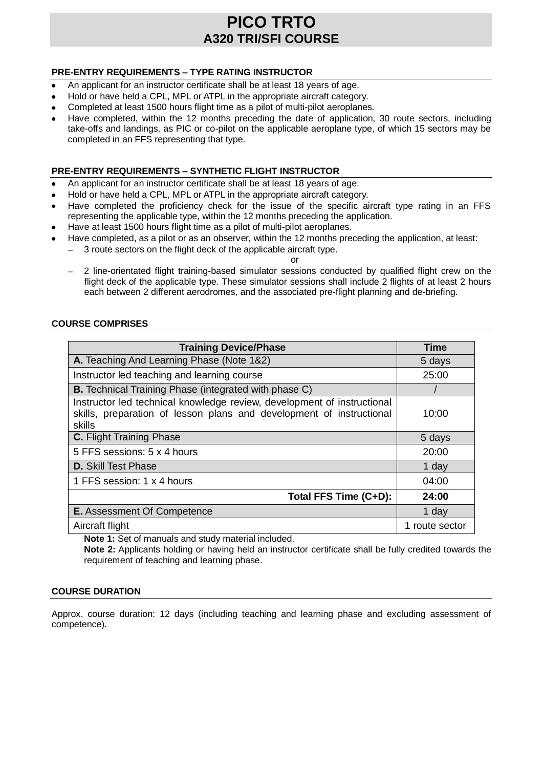# PICO TRTO
## A320 TRI/SFI COURSE

### PRE-ENTRY REQUIREMENTS – TYPE RATING INSTRUCTOR

- An applicant for an instructor certificate shall be at least 18 years of age.
- Hold or have held a CPL, MPL or ATPL in the appropriate aircraft category.
- Completed at least 1500 hours flight time as a pilot of multi-pilot aeroplanes.
- Have completed, within the 12 months preceding the date of application, 30 route sectors, including take-offs and landings, as PIC or co-pilot on the applicable aeroplane type, of which 15 sectors may be completed in an FFS representing that type.

### PRE-ENTRY REQUIREMENTS – SYNTHETIC FLIGHT INSTRUCTOR

- An applicant for an instructor certificate shall be at least 18 years of age.
- Hold or have held a CPL, MPL or ATPL in the appropriate aircraft category.
- Have completed the proficiency check for the issue of the specific aircraft type rating in an FFS representing the applicable type, within the 12 months preceding the application.
- Have at least 1500 hours flight time as a pilot of multi-pilot aeroplanes.
- Have completed, as a pilot or as an observer, within the 12 months preceding the application, at least:
  - 3 route sectors on the flight deck of the applicable aircraft type.

    or
  - 2 line-orientated flight training-based simulator sessions conducted by qualified flight crew on the flight deck of the applicable type. These simulator sessions shall include 2 flights of at least 2 hours each between 2 different aerodromes, and the associated pre-flight planning and de-briefing.

### COURSE COMPRISES

| Training Device/Phase | Time |
|---|---|
| **A.** Teaching And Learning Phase (Note 1&2) | 5 days |
| Instructor led teaching and learning course | 25:00 |
| **B.** Technical Training Phase (integrated with phase C) | / |
| Instructor led technical knowledge review, development of instructional skills, preparation of lesson plans and development of instructional skills | 10:00 |
| **C.** Flight Training Phase | 5 days |
| 5 FFS sessions: 5 x 4 hours | 20:00 |
| **D.** Skill Test Phase | 1 day |
| 1 FFS session: 1 x 4 hours | 04:00 |
| **Total FFS Time (C+D):** | **24:00** |
| **E.** Assessment Of Competence | 1 day |
| Aircraft flight | 1 route sector |

**Note 1:** Set of manuals and study material included.

**Note 2:** Applicants holding or having held an instructor certificate shall be fully credited towards the requirement of teaching and learning phase.

### COURSE DURATION

Approx. course duration: 12 days (including teaching and learning phase and excluding assessment of competence).